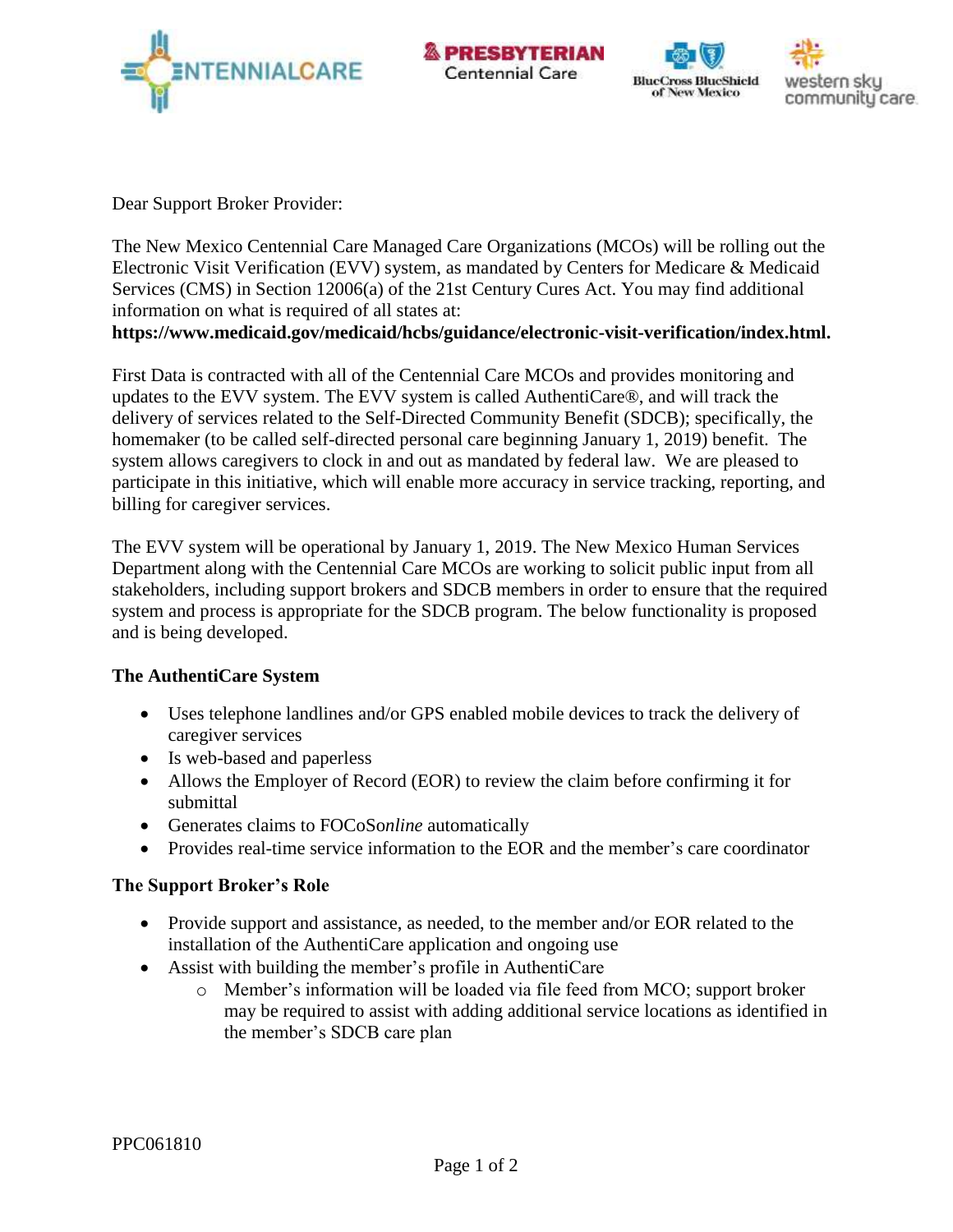Dear Support Broker Provider:

The New Mexico Centennial Care Managed Care Organizations (MCOs) will be rolling out the Electronic Visit Verification (EVV) system, as mandated by Centers for Medicare & Medicaid Services (CMS) in Section 12006(a) of the 21st Century Cures Act. You may find additional information on what is required of all states at:
**https://www.medicaid.gov/medicaid/hcbs/guidance/electronic-visit-verification/index.html.**

First Data is contracted with all of the Centennial Care MCOs and provides monitoring and updates to the EVV system. The EVV system is called AuthentiCare®, and will track the delivery of services related to the Self-Directed Community Benefit (SDCB); specifically, the homemaker (to be called self-directed personal care beginning January 1, 2019) benefit. The system allows caregivers to clock in and out as mandated by federal law. We are pleased to participate in this initiative, which will enable more accuracy in service tracking, reporting, and billing for caregiver services.

The EVV system will be operational by January 1, 2019. The New Mexico Human Services Department along with the Centennial Care MCOs are working to solicit public input from all stakeholders, including support brokers and SDCB members in order to ensure that the required system and process is appropriate for the SDCB program. The below functionality is proposed and is being developed.

**The AuthentiCare System**

- Uses telephone landlines and/or GPS enabled mobile devices to track the delivery of caregiver services
- Is web-based and paperless
- Allows the Employer of Record (EOR) to review the claim before confirming it for submittal
- Generates claims to FOCoS*online* automatically
- Provides real-time service information to the EOR and the member's care coordinator

**The Support Broker's Role**

- Provide support and assistance, as needed, to the member and/or EOR related to the installation of the AuthentiCare application and ongoing use
- Assist with building the member's profile in AuthentiCare
  - Member's information will be loaded via file feed from MCO; support broker may be required to assist with adding additional service locations as identified in the member's SDCB care plan

PPC061810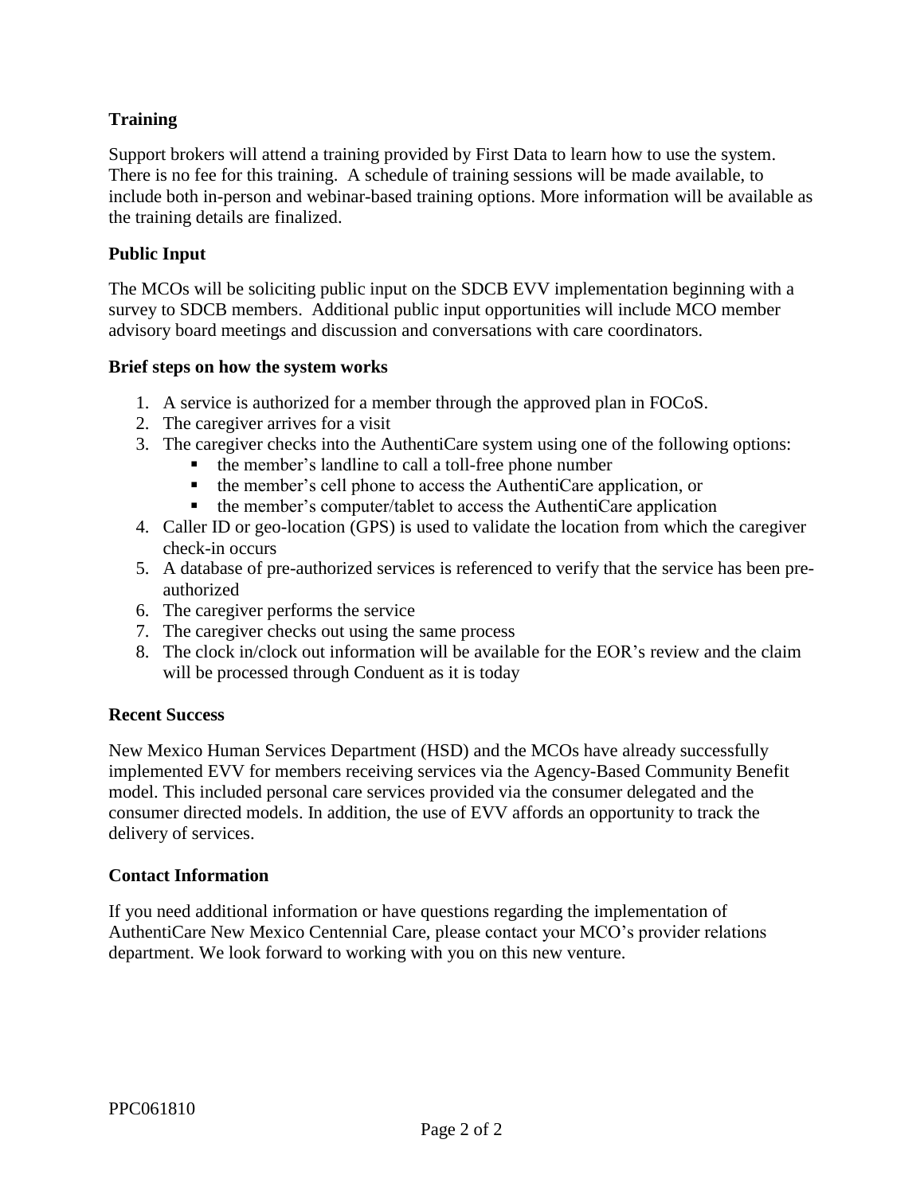**Training**

Support brokers will attend a training provided by First Data to learn how to use the system. There is no fee for this training. A schedule of training sessions will be made available, to include both in-person and webinar-based training options. More information will be available as the training details are finalized.

**Public Input**

The MCOs will be soliciting public input on the SDCB EVV implementation beginning with a survey to SDCB members. Additional public input opportunities will include MCO member advisory board meetings and discussion and conversations with care coordinators.

**Brief steps on how the system works**

1. A service is authorized for a member through the approved plan in FOCoS.
2. The caregiver arrives for a visit
3. The caregiver checks into the AuthentiCare system using one of the following options:
   - the member's landline to call a toll-free phone number
   - the member's cell phone to access the AuthentiCare application, or
   - the member's computer/tablet to access the AuthentiCare application
4. Caller ID or geo-location (GPS) is used to validate the location from which the caregiver check-in occurs
5. A database of pre-authorized services is referenced to verify that the service has been pre-authorized
6. The caregiver performs the service
7. The caregiver checks out using the same process
8. The clock in/clock out information will be available for the EOR's review and the claim will be processed through Conduent as it is today

**Recent Success**

New Mexico Human Services Department (HSD) and the MCOs have already successfully implemented EVV for members receiving services via the Agency-Based Community Benefit model. This included personal care services provided via the consumer delegated and the consumer directed models. In addition, the use of EVV affords an opportunity to track the delivery of services.

**Contact Information**

If you need additional information or have questions regarding the implementation of AuthentiCare New Mexico Centennial Care, please contact your MCO's provider relations department. We look forward to working with you on this new venture.

PPC061810